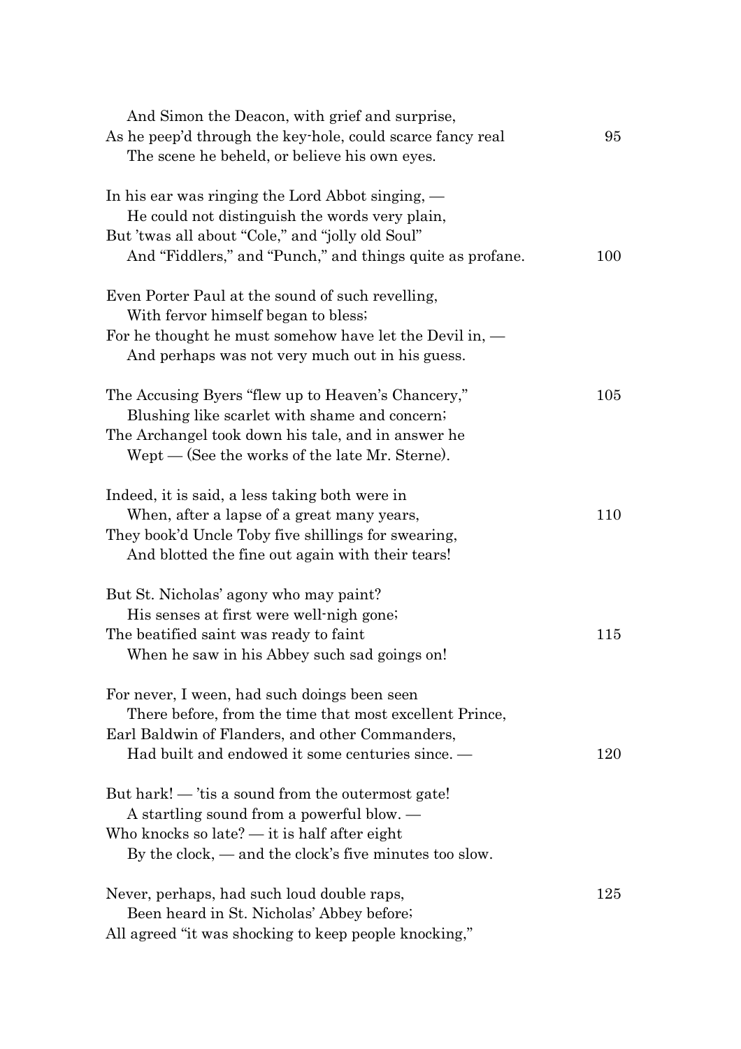And Simon the Deacon, with grief and surprise,  
As he peep'd through the key-hole, could scarce fancy real 95  
The scene he beheld, or believe his own eyes.

In his ear was ringing the Lord Abbot singing, —  
He could not distinguish the words very plain,  
But 'twas all about "Cole," and "jolly old Soul"  
And "Fiddlers," and "Punch," and things quite as profane. 100

Even Porter Paul at the sound of such revelling,  
With fervor himself began to bless;  
For he thought he must somehow have let the Devil in, —  
And perhaps was not very much out in his guess.

The Accusing Byers "flew up to Heaven's Chancery," 105  
Blushing like scarlet with shame and concern;  
The Archangel took down his tale, and in answer he  
Wept — (See the works of the late Mr. Sterne).

Indeed, it is said, a less taking both were in  
When, after a lapse of a great many years, 110  
They book'd Uncle Toby five shillings for swearing,  
And blotted the fine out again with their tears!

But St. Nicholas' agony who may paint?  
His senses at first were well-nigh gone;  
The beatified saint was ready to faint 115  
When he saw in his Abbey such sad goings on!

For never, I ween, had such doings been seen  
There before, from the time that most excellent Prince,  
Earl Baldwin of Flanders, and other Commanders,  
Had built and endowed it some centuries since. — 120

But hark! — 'tis a sound from the outermost gate!  
A startling sound from a powerful blow. —  
Who knocks so late? — it is half after eight  
By the clock, — and the clock's five minutes too slow.

Never, perhaps, had such loud double raps, 125  
Been heard in St. Nicholas' Abbey before;  
All agreed "it was shocking to keep people knocking,"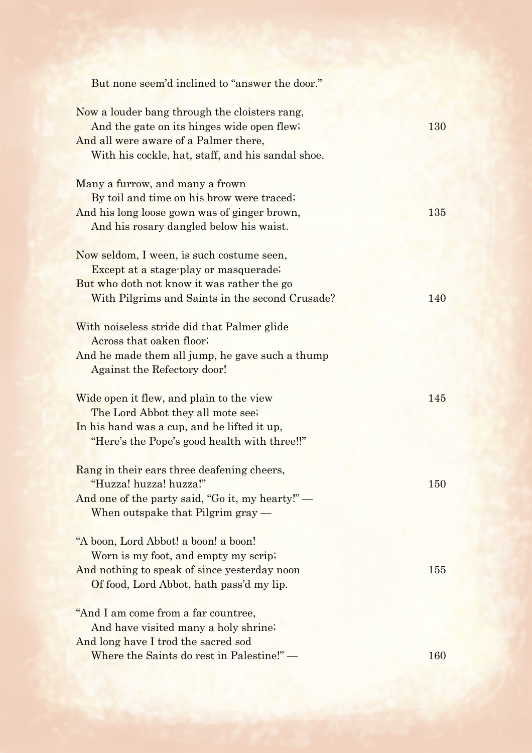But none seem'd inclined to "answer the door."

Now a louder bang through the cloisters rang,  
And the gate on its hinges wide open flew; 130  
And all were aware of a Palmer there,  
With his cockle, hat, staff, and his sandal shoe.

Many a furrow, and many a frown  
By toil and time on his brow were traced;  
And his long loose gown was of ginger brown, 135  
And his rosary dangled below his waist.

Now seldom, I ween, is such costume seen,  
Except at a stage-play or masquerade;  
But who doth not know it was rather the go  
With Pilgrims and Saints in the second Crusade? 140

With noiseless stride did that Palmer glide  
Across that oaken floor;  
And he made them all jump, he gave such a thump  
Against the Refectory door!

Wide open it flew, and plain to the view 145  
The Lord Abbot they all mote see;  
In his hand was a cup, and he lifted it up,  
"Here's the Pope's good health with three!!"

Rang in their ears three deafening cheers,  
"Huzza! huzza! huzza!" 150  
And one of the party said, "Go it, my hearty!" —  
When outspake that Pilgrim gray —

"A boon, Lord Abbot! a boon! a boon!  
Worn is my foot, and empty my scrip;  
And nothing to speak of since yesterday noon 155  
Of food, Lord Abbot, hath pass'd my lip.

"And I am come from a far countree,  
And have visited many a holy shrine;  
And long have I trod the sacred sod  
Where the Saints do rest in Palestine!" — 160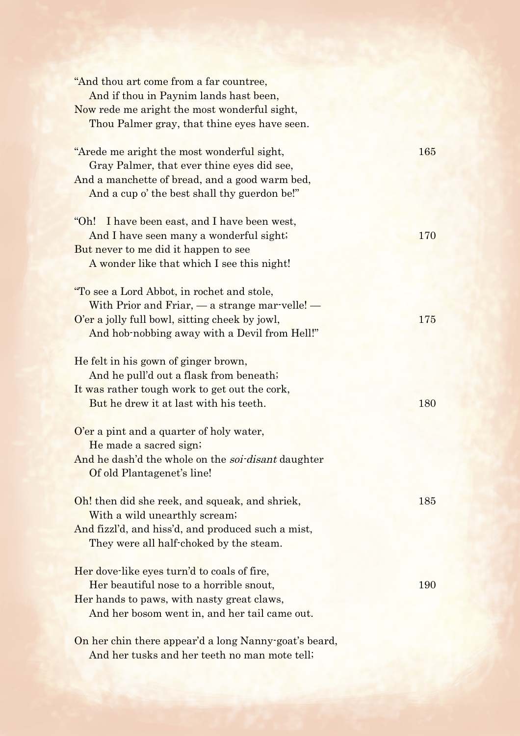"And thou art come from a far countree,
And if thou in Paynim lands hast been,
Now rede me aright the most wonderful sight,
Thou Palmer gray, that thine eyes have seen.

"Arede me aright the most wonderful sight, 165
Gray Palmer, that ever thine eyes did see,
And a manchette of bread, and a good warm bed,
And a cup o' the best shall thy guerdon be!"

"Oh! I have been east, and I have been west,
And I have seen many a wonderful sight; 170
But never to me did it happen to see
A wonder like that which I see this night!

"To see a Lord Abbot, in rochet and stole,
With Prior and Friar, — a strange mar-velle! —
O'er a jolly full bowl, sitting cheek by jowl, 175
And hob-nobbing away with a Devil from Hell!"

He felt in his gown of ginger brown,
And he pull'd out a flask from beneath;
It was rather tough work to get out the cork,
But he drew it at last with his teeth. 180

O'er a pint and a quarter of holy water,
He made a sacred sign;
And he dash'd the whole on the *soi-disant* daughter
Of old Plantagenet's line!

Oh! then did she reek, and squeak, and shriek, 185
With a wild unearthly scream;
And fizzl'd, and hiss'd, and produced such a mist,
They were all half-choked by the steam.

Her dove-like eyes turn'd to coals of fire,
Her beautiful nose to a horrible snout, 190
Her hands to paws, with nasty great claws,
And her bosom went in, and her tail came out.

On her chin there appear'd a long Nanny-goat's beard,
And her tusks and her teeth no man mote tell;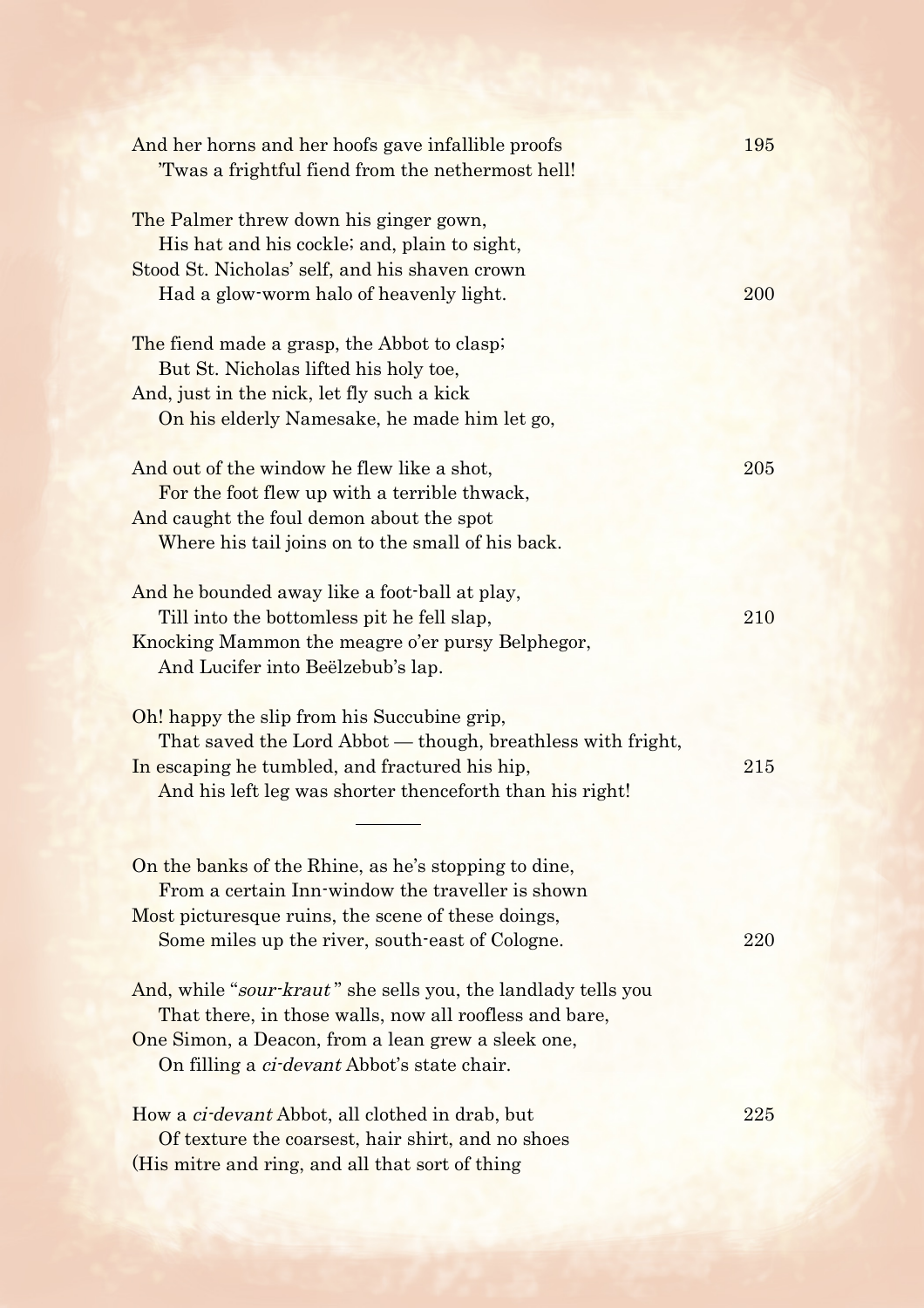And her horns and her hoofs gave infallible proofs  
    'Twas a frightful fiend from the nethermost hell!

The Palmer threw down his ginger gown,  
    His hat and his cockle; and, plain to sight,  
Stood St. Nicholas' self, and his shaven crown  
    Had a glow-worm halo of heavenly light.

The fiend made a grasp, the Abbot to clasp;  
    But St. Nicholas lifted his holy toe,  
And, just in the nick, let fly such a kick  
    On his elderly Namesake, he made him let go,

And out of the window he flew like a shot,  
    For the foot flew up with a terrible thwack,  
And caught the foul demon about the spot  
    Where his tail joins on to the small of his back.

And he bounded away like a foot-ball at play,  
    Till into the bottomless pit he fell slap,  
Knocking Mammon the meagre o'er pursy Belphegor,  
    And Lucifer into Beëlzebub's lap.

Oh! happy the slip from his Succubine grip,  
    That saved the Lord Abbot — though, breathless with fright,  
In escaping he tumbled, and fractured his hip,  
    And his left leg was shorter thenceforth than his right!

---

On the banks of the Rhine, as he's stopping to dine,  
    From a certain Inn-window the traveller is shown  
Most picturesque ruins, the scene of these doings,  
    Some miles up the river, south-east of Cologne.

And, while "*sour-kraut*" she sells you, the landlady tells you  
    That there, in those walls, now all roofless and bare,  
One Simon, a Deacon, from a lean grew a sleek one,  
    On filling a *ci-devant* Abbot's state chair.

How a *ci-devant* Abbot, all clothed in drab, but  
    Of texture the coarsest, hair shirt, and no shoes  
(His mitre and ring, and all that sort of thing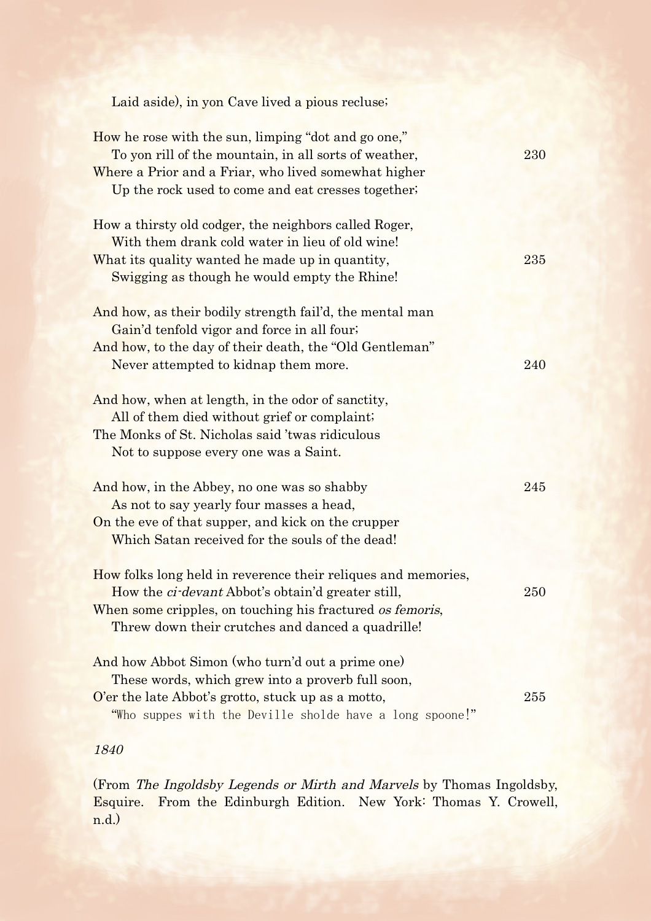Laid aside), in yon Cave lived a pious recluse;

How he rose with the sun, limping "dot and go one,"  
To yon rill of the mountain, in all sorts of weather, 230  
Where a Prior and a Friar, who lived somewhat higher  
Up the rock used to come and eat cresses together;

How a thirsty old codger, the neighbors called Roger,  
With them drank cold water in lieu of old wine!  
What its quality wanted he made up in quantity, 235  
Swigging as though he would empty the Rhine!

And how, as their bodily strength fail'd, the mental man  
Gain'd tenfold vigor and force in all four;  
And how, to the day of their death, the "Old Gentleman"  
Never attempted to kidnap them more. 240

And how, when at length, in the odor of sanctity,  
All of them died without grief or complaint;  
The Monks of St. Nicholas said 'twas ridiculous  
Not to suppose every one was a Saint.

And how, in the Abbey, no one was so shabby 245  
As not to say yearly four masses a head,  
On the eve of that supper, and kick on the crupper  
Which Satan received for the souls of the dead!

How folks long held in reverence their reliques and memories,  
How the *ci-devant* Abbot's obtain'd greater still, 250  
When some cripples, on touching his fractured *os femoris*,  
Threw down their crutches and danced a quadrille!

And how Abbot Simon (who turn'd out a prime one)  
These words, which grew into a proverb full soon,  
O'er the late Abbot's grotto, stuck up as a motto, 255  
"Who suppes with the Deville sholde have a long spoone!"

*1840*

(From *The Ingoldsby Legends or Mirth and Marvels* by Thomas Ingoldsby, Esquire. From the Edinburgh Edition. New York: Thomas Y. Crowell, n.d.)